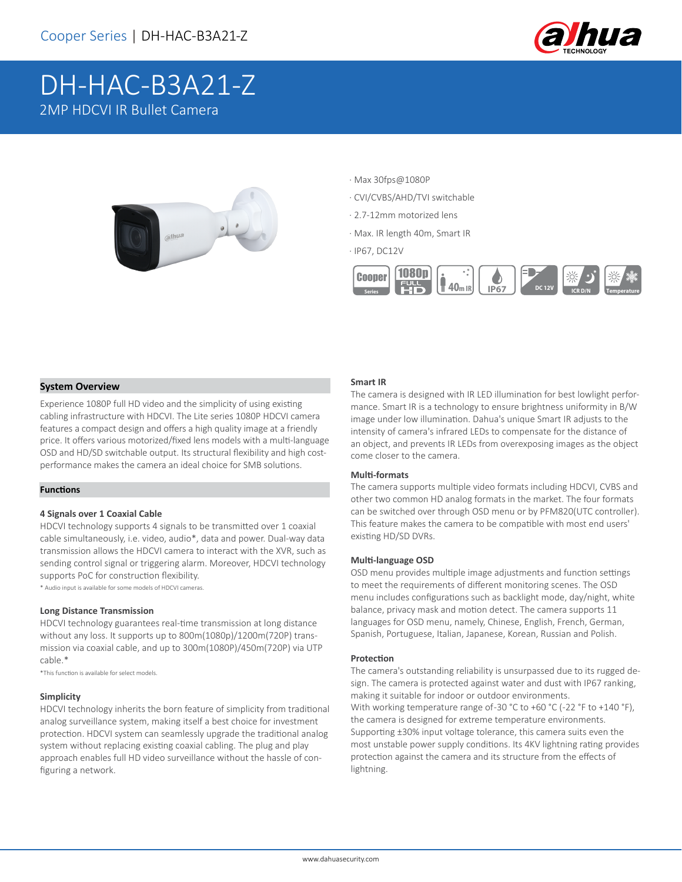Cooper Series | DH-HAC-B3A21-Z

# DH-HAC-B3A21-Z

2MP HDCVI IR Bullet Camera

· Max 30fps@1080P
· CVI/CVBS/AHD/TVI switchable
· 2.7-12mm motorized lens
· Max. IR length 40m, Smart IR
· IP67, DC12V

## System Overview

Experience 1080P full HD video and the simplicity of using existing cabling infrastructure with HDCVI. The Lite series 1080P HDCVI camera features a compact design and offers a high quality image at a friendly price. It offers various motorized/fixed lens models with a multi-language OSD and HD/SD switchable output. Its structural flexibility and high cost-performance makes the camera an ideal choice for SMB solutions.

## Functions

### 4 Signals over 1 Coaxial Cable

HDCVI technology supports 4 signals to be transmitted over 1 coaxial cable simultaneously, i.e. video, audio*, data and power. Dual-way data transmission allows the HDCVI camera to interact with the XVR, such as sending control signal or triggering alarm. Moreover, HDCVI technology supports PoC for construction flexibility.

* Audio input is available for some models of HDCVI cameras.

### Long Distance Transmission

HDCVI technology guarantees real-time transmission at long distance without any loss. It supports up to 800m(1080p)/1200m(720P) transmission via coaxial cable, and up to 300m(1080P)/450m(720P) via UTP cable.*

*This function is available for select models.

### Simplicity

HDCVI technology inherits the born feature of simplicity from traditional analog surveillance system, making itself a best choice for investment protection. HDCVI system can seamlessly upgrade the traditional analog system without replacing existing coaxial cabling. The plug and play approach enables full HD video surveillance without the hassle of configuring a network.

### Smart IR

The camera is designed with IR LED illumination for best lowlight performance. Smart IR is a technology to ensure brightness uniformity in B/W image under low illumination. Dahua's unique Smart IR adjusts to the intensity of camera's infrared LEDs to compensate for the distance of an object, and prevents IR LEDs from overexposing images as the object come closer to the camera.

### Multi-formats

The camera supports multiple video formats including HDCVI, CVBS and other two common HD analog formats in the market. The four formats can be switched over through OSD menu or by PFM820(UTC controller). This feature makes the camera to be compatible with most end users' existing HD/SD DVRs.

### Multi-language OSD

OSD menu provides multiple image adjustments and function settings to meet the requirements of different monitoring scenes. The OSD menu includes configurations such as backlight mode, day/night, white balance, privacy mask and motion detect. The camera supports 11 languages for OSD menu, namely, Chinese, English, French, German, Spanish, Portuguese, Italian, Japanese, Korean, Russian and Polish.

### Protection

The camera's outstanding reliability is unsurpassed due to its rugged design. The camera is protected against water and dust with IP67 ranking, making it suitable for indoor or outdoor environments.
With working temperature range of-30 °C to +60 °C (-22 °F to +140 °F), the camera is designed for extreme temperature environments.
Supporting ±30% input voltage tolerance, this camera suits even the most unstable power supply conditions. Its 4KV lightning rating provides protection against the camera and its structure from the effects of lightning.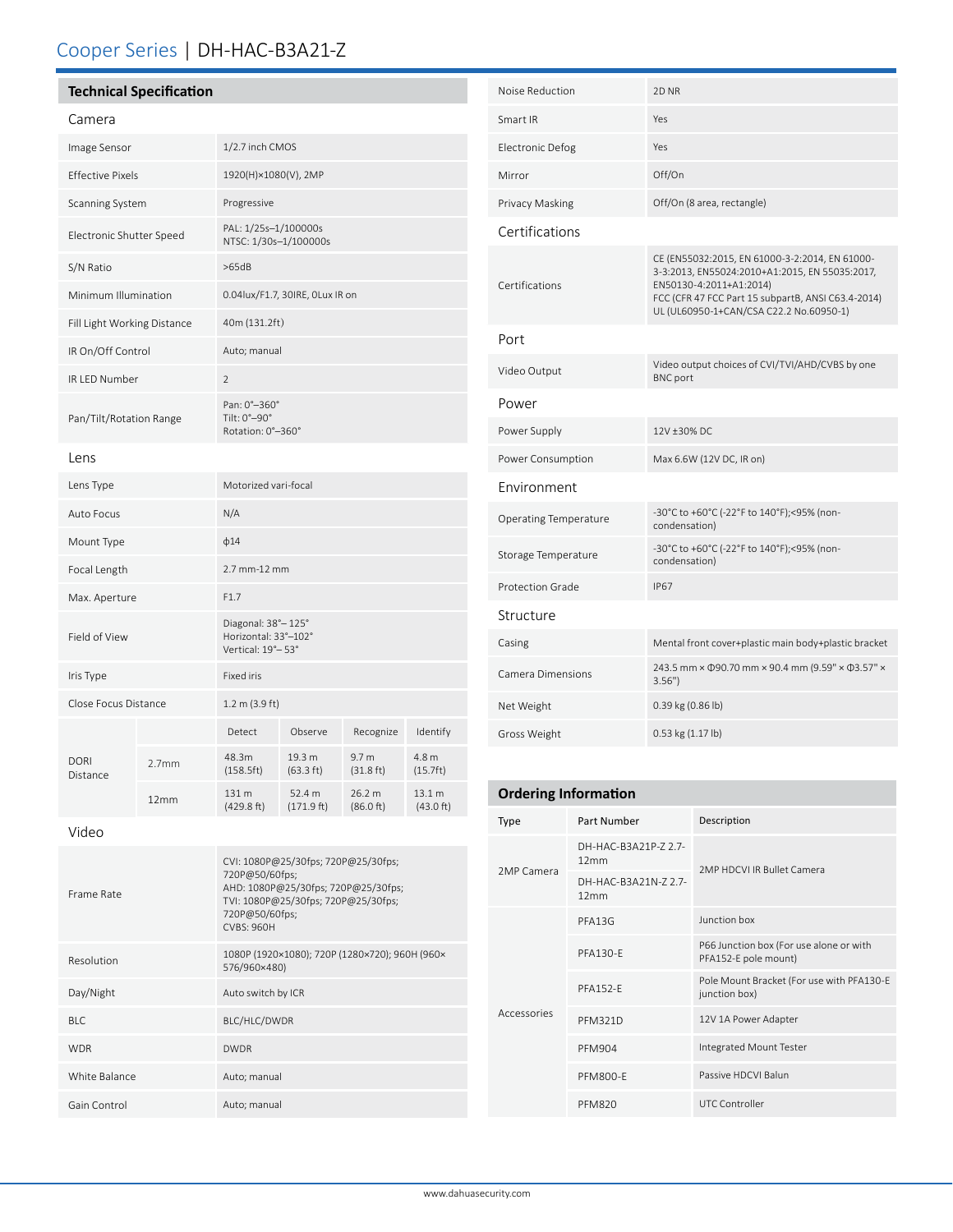# Cooper Series | DH-HAC-B3A21-Z

## Technical Specification

### Camera

| | |
|---|---|
| Image Sensor | 1/2.7 inch CMOS |
| Effective Pixels | 1920(H)×1080(V), 2MP |
| Scanning System | Progressive |
| Electronic Shutter Speed | PAL: 1/25s–1/100000s<br>NTSC: 1/30s–1/100000s |
| S/N Ratio | >65dB |
| Minimum Illumination | 0.04lux/F1.7, 30IRE, 0Lux IR on |
| Fill Light Working Distance | 40m (131.2ft) |
| IR On/Off Control | Auto; manual |
| IR LED Number | 2 |
| Pan/Tilt/Rotation Range | Pan: 0°–360°<br>Tilt: 0°–90°<br>Rotation: 0°–360° |

### Lens

| | |
|---|---|
| Lens Type | Motorized vari-focal |
| Auto Focus | N/A |
| Mount Type | ϕ14 |
| Focal Length | 2.7 mm-12 mm |
| Max. Aperture | F1.7 |
| Field of View | Diagonal: 38°– 125°<br>Horizontal: 33°–102°<br>Vertical: 19°– 53° |
| Iris Type | Fixed iris |
| Close Focus Distance | 1.2 m (3.9 ft) |

| DORI Distance | | Detect | Observe | Recognize | Identify |
|---|---|---|---|---|---|
| | 2.7mm | 48.3m (158.5ft) | 19.3 m (63.3 ft) | 9.7 m (31.8 ft) | 4.8 m (15.7ft) |
| | 12mm | 131 m (429.8 ft) | 52.4 m (171.9 ft) | 26.2 m (86.0 ft) | 13.1 m (43.0 ft) |

### Video

| | |
|---|---|
| Frame Rate | CVI: 1080P@25/30fps; 720P@25/30fps; 720P@50/60fps;<br>AHD: 1080P@25/30fps; 720P@25/30fps;<br>TVI: 1080P@25/30fps; 720P@25/30fps; 720P@50/60fps;<br>CVBS: 960H |
| Resolution | 1080P (1920×1080); 720P (1280×720); 960H (960×576/960×480) |
| Day/Night | Auto switch by ICR |
| BLC | BLC/HLC/DWDR |
| WDR | DWDR |
| White Balance | Auto; manual |
| Gain Control | Auto; manual |
| Noise Reduction | 2D NR |
| Smart IR | Yes |
| Electronic Defog | Yes |
| Mirror | Off/On |
| Privacy Masking | Off/On (8 area, rectangle) |

### Certifications

| | |
|---|---|
| Certifications | CE (EN55032:2015, EN 61000-3-2:2014, EN 61000-3-3:2013, EN55024:2010+A1:2015, EN 55035:2017, EN50130-4:2011+A1:2014)<br>FCC (CFR 47 FCC Part 15 subpartB, ANSI C63.4-2014)<br>UL (UL60950-1+CAN/CSA C22.2 No.60950-1) |

### Port

| | |
|---|---|
| Video Output | Video output choices of CVI/TVI/AHD/CVBS by one BNC port |

### Power

| | |
|---|---|
| Power Supply | 12V ±30% DC |
| Power Consumption | Max 6.6W (12V DC, IR on) |

### Environment

| | |
|---|---|
| Operating Temperature | -30°C to +60°C (-22°F to 140°F);<95% (non-condensation) |
| Storage Temperature | -30°C to +60°C (-22°F to 140°F);<95% (non-condensation) |
| Protection Grade | IP67 |

### Structure

| | |
|---|---|
| Casing | Mental front cover+plastic main body+plastic bracket |
| Camera Dimensions | 243.5 mm × Φ90.70 mm × 90.4 mm (9.59" × Φ3.57" × 3.56") |
| Net Weight | 0.39 kg (0.86 lb) |
| Gross Weight | 0.53 kg (1.17 lb) |

## Ordering Information

| Type | Part Number | Description |
|---|---|---|
| 2MP Camera | DH-HAC-B3A21P-Z 2.7-12mm | 2MP HDCVI IR Bullet Camera |
| | DH-HAC-B3A21N-Z 2.7-12mm | |
| Accessories | PFA13G | Junction box |
| | PFA130-E | P66 Junction box (For use alone or with PFA152-E pole mount) |
| | PFA152-E | Pole Mount Bracket (For use with PFA130-E junction box) |
| | PFM321D | 12V 1A Power Adapter |
| | PFM904 | Integrated Mount Tester |
| | PFM800-E | Passive HDCVI Balun |
| | PFM820 | UTC Controller |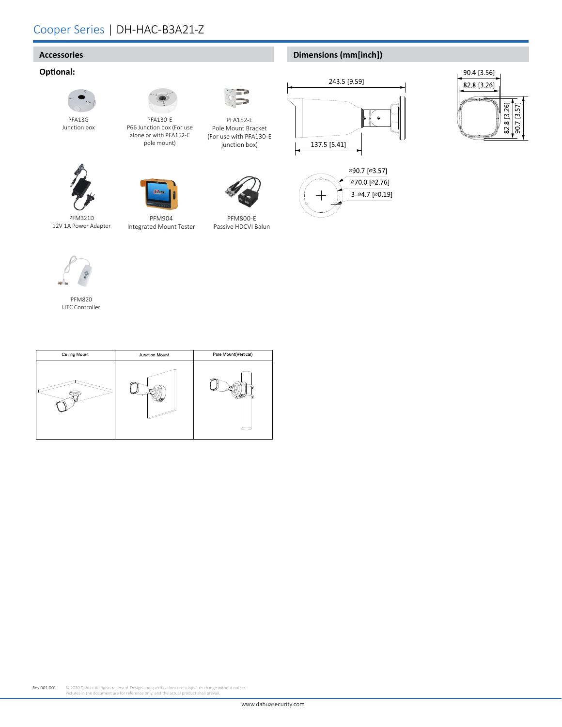## Accessories

### Optional:

PFA13G
Junction box

PFA130-E
P66 Junction box (For use alone or with PFA152-E pole mount)

PFA152-E
Pole Mount Bracket
(For use with PFA130-E junction box)

PFM321D
12V 1A Power Adapter

PFM904
Integrated Mount Tester

PFM800-E
Passive HDCVI Balun

PFM820
UTC Controller

| Ceiling Mount | Junction Mount | Pole Mount(Vertical) |
| --- | --- | --- |
| | | |

## Dimensions (mm[inch])

243.5 [9.59]

137.5 [5.41]

90.4 [3.56]

82.8 [3.26]

82.8 [3.26]

90.7 [3.57]

⌀90.7 [⌀3.57]

⌀70.0 [⌀2.76]

3-⌀4.7 [⌀0.19]

Rev 001.001 © 2020 Dahua. All rights reserved. Design and specifications are subject to change without notice.
Pictures in the document are for reference only, and the actual product shall prevail.

www.dahuasecurity.com